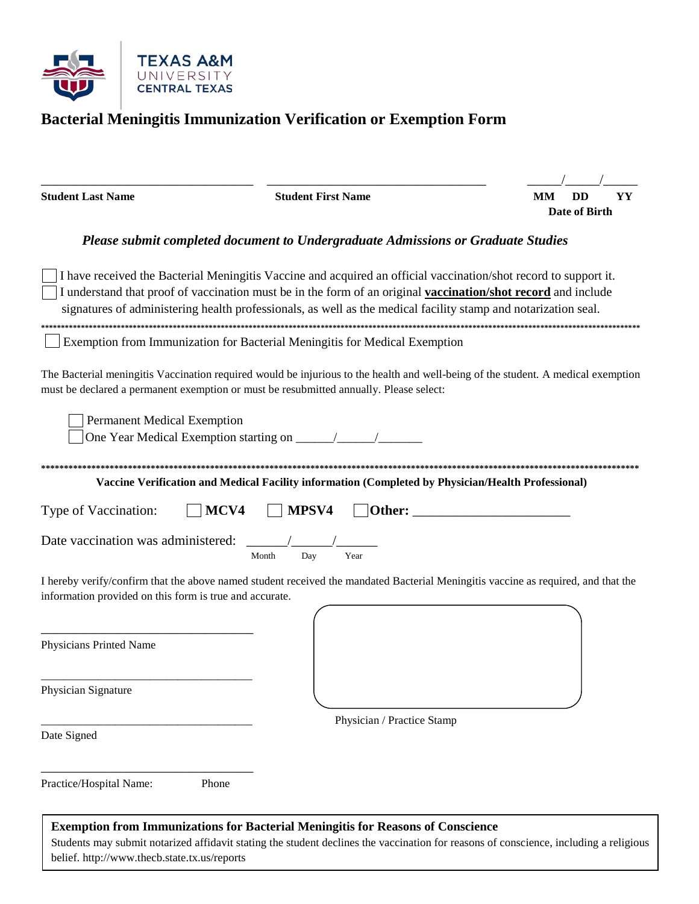TEXAS A&M
UNIVERSITY
CENTRAL TEXAS

# Bacterial Meningitis Immunization Verification or Exemption Form

| **Student Last Name** | **Student First Name** | ____/____/____ **MM DD YY** **Date of Birth** |
|---|---|---|

***Please submit completed document to Undergraduate Admissions or Graduate Studies***

☐ I have received the Bacterial Meningitis Vaccine and acquired an official vaccination/shot record to support it.
☐ I understand that proof of vaccination must be in the form of an original **vaccination/shot record** and include signatures of administering health professionals, as well as the medical facility stamp and notarization seal.

**********************************************************************************************************************************************

☐ Exemption from Immunization for Bacterial Meningitis for Medical Exemption

The Bacterial meningitis Vaccination required would be injurious to the health and well-being of the student. A medical exemption must be declared a permanent exemption or must be resubmitted annually. Please select:

☐ Permanent Medical Exemption
☐ One Year Medical Exemption starting on ______/______/_______

**********************************************************************************************************************************************

**Vaccine Verification and Medical Facility information (Completed by Physician/Health Professional)**

Type of Vaccination: ☐ **MCV4** ☐ **MPSV4** ☐ **Other:** _______________________

Date vaccination was administered: ______/______/______
Month Day Year

I hereby verify/confirm that the above named student received the mandated Bacterial Meningitis vaccine as required, and that the information provided on this form is true and accurate.

___________________________________
Physicians Printed Name

___________________________________
Physician Signature

___________________________________
Date Signed

___________________________________
Practice/Hospital Name: Phone

Physician / Practice Stamp

**Exemption from Immunizations for Bacterial Meningitis for Reasons of Conscience**
Students may submit notarized affidavit stating the student declines the vaccination for reasons of conscience, including a religious belief. http://www.thecb.state.tx.us/reports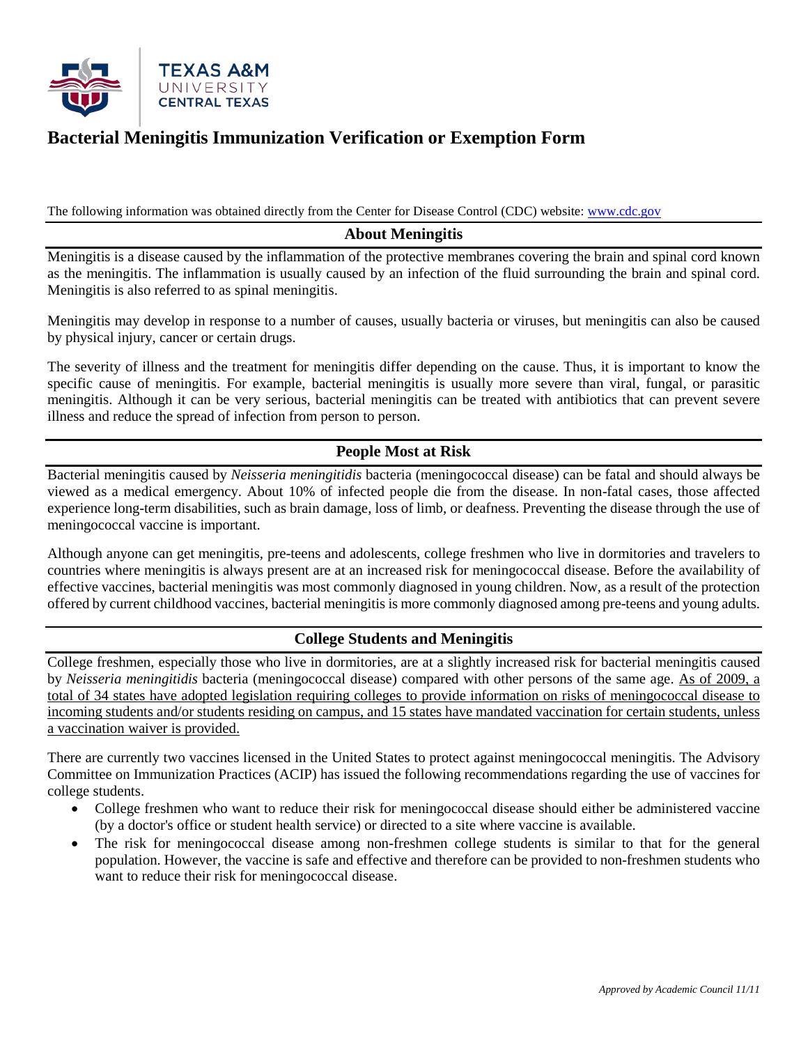TEXAS A&M UNIVERSITY CENTRAL TEXAS

# Bacterial Meningitis Immunization Verification or Exemption Form

The following information was obtained directly from the Center for Disease Control (CDC) website: [www.cdc.gov](http://www.cdc.gov)

## About Meningitis

Meningitis is a disease caused by the inflammation of the protective membranes covering the brain and spinal cord known as the meningitis. The inflammation is usually caused by an infection of the fluid surrounding the brain and spinal cord. Meningitis is also referred to as spinal meningitis.

Meningitis may develop in response to a number of causes, usually bacteria or viruses, but meningitis can also be caused by physical injury, cancer or certain drugs.

The severity of illness and the treatment for meningitis differ depending on the cause. Thus, it is important to know the specific cause of meningitis. For example, bacterial meningitis is usually more severe than viral, fungal, or parasitic meningitis. Although it can be very serious, bacterial meningitis can be treated with antibiotics that can prevent severe illness and reduce the spread of infection from person to person.

## People Most at Risk

Bacterial meningitis caused by *Neisseria meningitidis* bacteria (meningococcal disease) can be fatal and should always be viewed as a medical emergency. About 10% of infected people die from the disease. In non-fatal cases, those affected experience long-term disabilities, such as brain damage, loss of limb, or deafness. Preventing the disease through the use of meningococcal vaccine is important.

Although anyone can get meningitis, pre-teens and adolescents, college freshmen who live in dormitories and travelers to countries where meningitis is always present are at an increased risk for meningococcal disease. Before the availability of effective vaccines, bacterial meningitis was most commonly diagnosed in young children. Now, as a result of the protection offered by current childhood vaccines, bacterial meningitis is more commonly diagnosed among pre-teens and young adults.

## College Students and Meningitis

College freshmen, especially those who live in dormitories, are at a slightly increased risk for bacterial meningitis caused by *Neisseria meningitidis* bacteria (meningococcal disease) compared with other persons of the same age. <u>As of 2009, a total of 34 states have adopted legislation requiring colleges to provide information on risks of meningococcal disease to incoming students and/or students residing on campus, and 15 states have mandated vaccination for certain students, unless a vaccination waiver is provided.</u>

There are currently two vaccines licensed in the United States to protect against meningococcal meningitis. The Advisory Committee on Immunization Practices (ACIP) has issued the following recommendations regarding the use of vaccines for college students.

- College freshmen who want to reduce their risk for meningococcal disease should either be administered vaccine (by a doctor's office or student health service) or directed to a site where vaccine is available.
- The risk for meningococcal disease among non-freshmen college students is similar to that for the general population. However, the vaccine is safe and effective and therefore can be provided to non-freshmen students who want to reduce their risk for meningococcal disease.

*Approved by Academic Council 11/11*